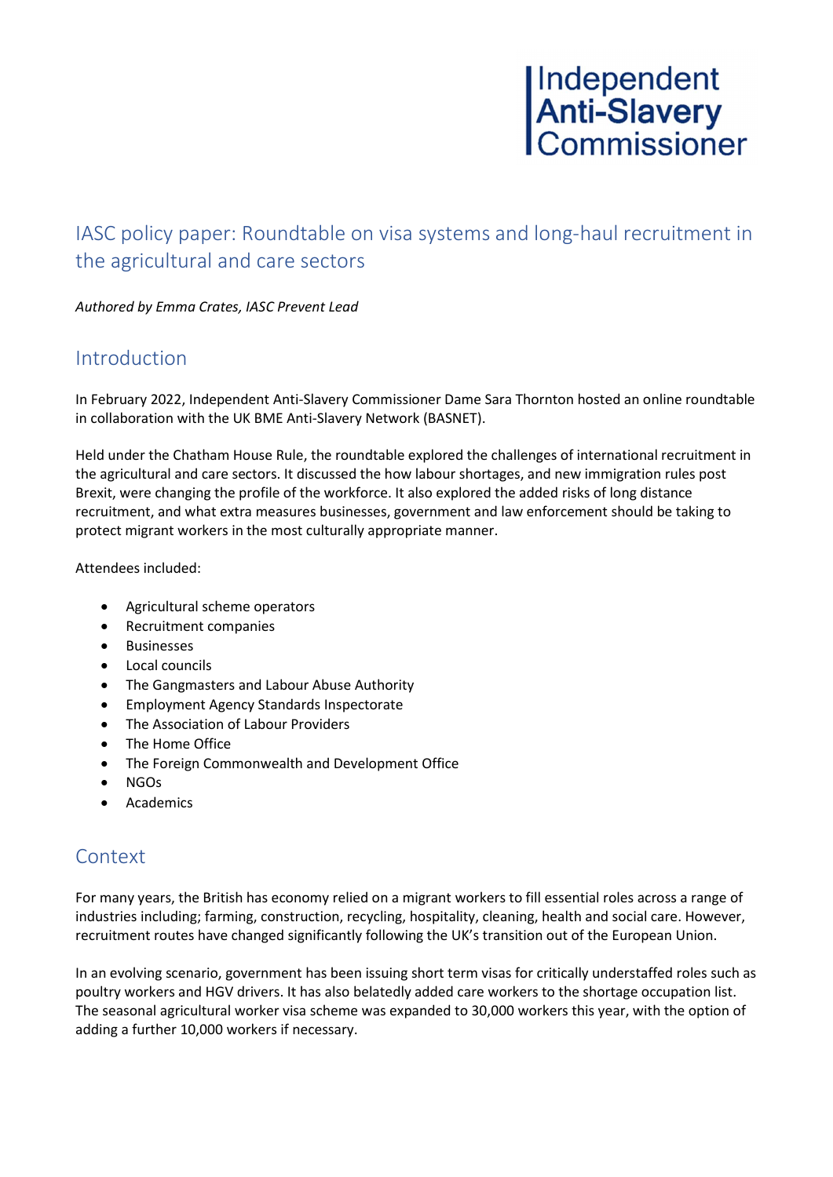Independent Anti-Slavery Commissioner

# IASC policy paper: Roundtable on visa systems and long-haul recruitment in the agricultural and care sectors

*Authored by Emma Crates, IASC Prevent Lead*

## Introduction

In February 2022, Independent Anti-Slavery Commissioner Dame Sara Thornton hosted an online roundtable in collaboration with the UK BME Anti-Slavery Network (BASNET).

Held under the Chatham House Rule, the roundtable explored the challenges of international recruitment in the agricultural and care sectors. It discussed the how labour shortages, and new immigration rules post Brexit, were changing the profile of the workforce. It also explored the added risks of long distance recruitment, and what extra measures businesses, government and law enforcement should be taking to protect migrant workers in the most culturally appropriate manner.

Attendees included:

- Agricultural scheme operators
- Recruitment companies
- Businesses
- Local councils
- The Gangmasters and Labour Abuse Authority
- Employment Agency Standards Inspectorate
- The Association of Labour Providers
- The Home Office
- The Foreign Commonwealth and Development Office
- NGOs
- Academics

## Context

For many years, the British has economy relied on a migrant workers to fill essential roles across a range of industries including; farming, construction, recycling, hospitality, cleaning, health and social care. However, recruitment routes have changed significantly following the UK's transition out of the European Union.

In an evolving scenario, government has been issuing short term visas for critically understaffed roles such as poultry workers and HGV drivers. It has also belatedly added care workers to the shortage occupation list. The seasonal agricultural worker visa scheme was expanded to 30,000 workers this year, with the option of adding a further 10,000 workers if necessary.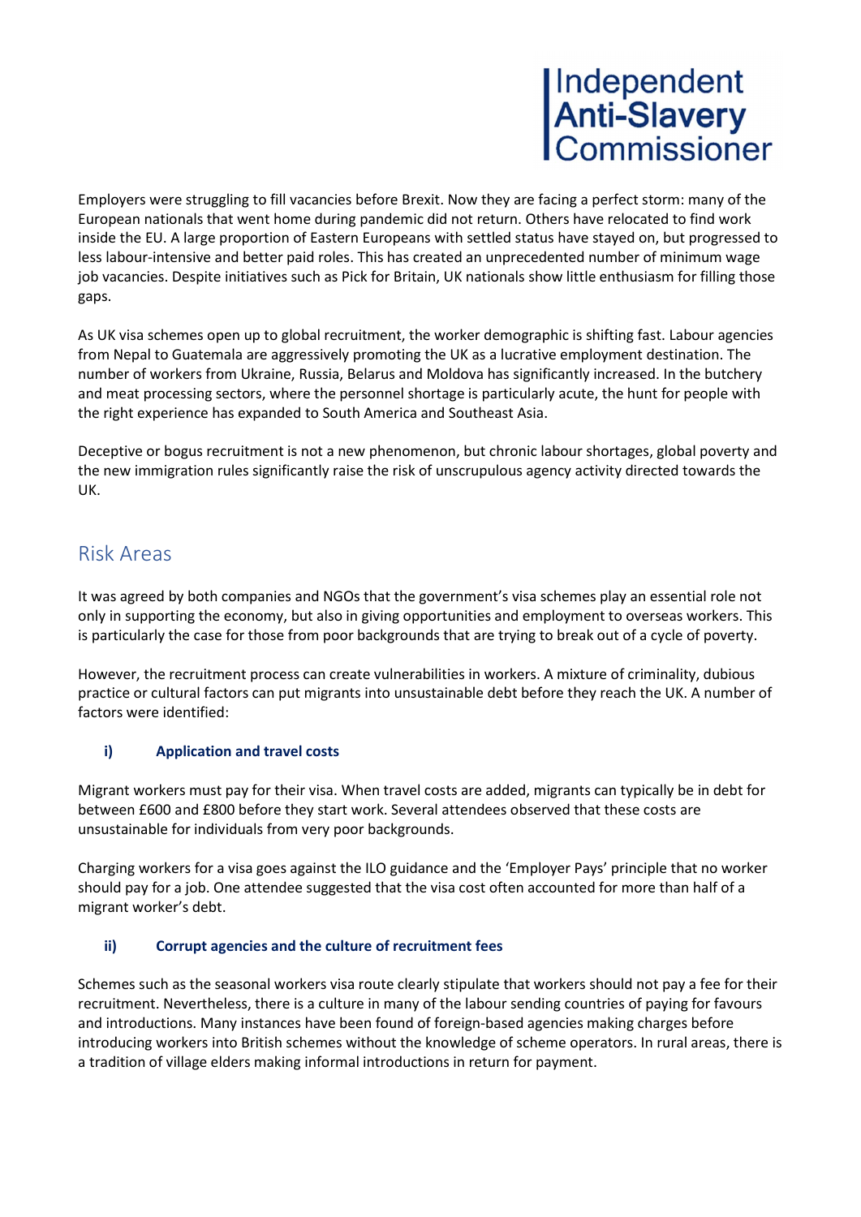Employers were struggling to fill vacancies before Brexit. Now they are facing a perfect storm: many of the European nationals that went home during pandemic did not return. Others have relocated to find work inside the EU. A large proportion of Eastern Europeans with settled status have stayed on, but progressed to less labour-intensive and better paid roles. This has created an unprecedented number of minimum wage job vacancies. Despite initiatives such as Pick for Britain, UK nationals show little enthusiasm for filling those gaps.

As UK visa schemes open up to global recruitment, the worker demographic is shifting fast. Labour agencies from Nepal to Guatemala are aggressively promoting the UK as a lucrative employment destination. The number of workers from Ukraine, Russia, Belarus and Moldova has significantly increased. In the butchery and meat processing sectors, where the personnel shortage is particularly acute, the hunt for people with the right experience has expanded to South America and Southeast Asia.

Deceptive or bogus recruitment is not a new phenomenon, but chronic labour shortages, global poverty and the new immigration rules significantly raise the risk of unscrupulous agency activity directed towards the UK.

## Risk Areas

It was agreed by both companies and NGOs that the government's visa schemes play an essential role not only in supporting the economy, but also in giving opportunities and employment to overseas workers. This is particularly the case for those from poor backgrounds that are trying to break out of a cycle of poverty.

However, the recruitment process can create vulnerabilities in workers. A mixture of criminality, dubious practice or cultural factors can put migrants into unsustainable debt before they reach the UK. A number of factors were identified:

### i) Application and travel costs

Migrant workers must pay for their visa. When travel costs are added, migrants can typically be in debt for between £600 and £800 before they start work. Several attendees observed that these costs are unsustainable for individuals from very poor backgrounds.

Charging workers for a visa goes against the ILO guidance and the 'Employer Pays' principle that no worker should pay for a job. One attendee suggested that the visa cost often accounted for more than half of a migrant worker's debt.

### ii) Corrupt agencies and the culture of recruitment fees

Schemes such as the seasonal workers visa route clearly stipulate that workers should not pay a fee for their recruitment. Nevertheless, there is a culture in many of the labour sending countries of paying for favours and introductions. Many instances have been found of foreign-based agencies making charges before introducing workers into British schemes without the knowledge of scheme operators. In rural areas, there is a tradition of village elders making informal introductions in return for payment.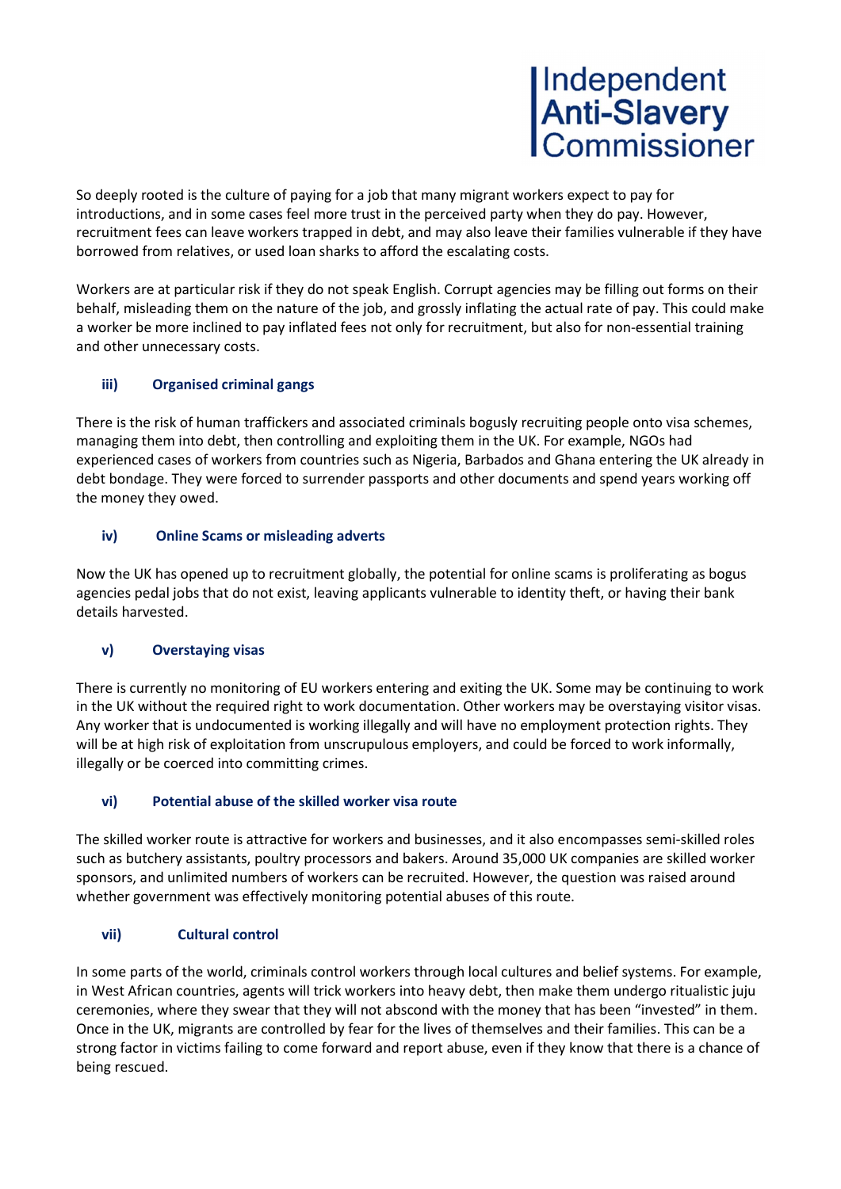So deeply rooted is the culture of paying for a job that many migrant workers expect to pay for introductions, and in some cases feel more trust in the perceived party when they do pay. However, recruitment fees can leave workers trapped in debt, and may also leave their families vulnerable if they have borrowed from relatives, or used loan sharks to afford the escalating costs.

Workers are at particular risk if they do not speak English. Corrupt agencies may be filling out forms on their behalf, misleading them on the nature of the job, and grossly inflating the actual rate of pay. This could make a worker be more inclined to pay inflated fees not only for recruitment, but also for non-essential training and other unnecessary costs.

### iii) Organised criminal gangs

There is the risk of human traffickers and associated criminals bogusly recruiting people onto visa schemes, managing them into debt, then controlling and exploiting them in the UK. For example, NGOs had experienced cases of workers from countries such as Nigeria, Barbados and Ghana entering the UK already in debt bondage. They were forced to surrender passports and other documents and spend years working off the money they owed.

### iv) Online Scams or misleading adverts

Now the UK has opened up to recruitment globally, the potential for online scams is proliferating as bogus agencies pedal jobs that do not exist, leaving applicants vulnerable to identity theft, or having their bank details harvested.

### v) Overstaying visas

There is currently no monitoring of EU workers entering and exiting the UK. Some may be continuing to work in the UK without the required right to work documentation. Other workers may be overstaying visitor visas. Any worker that is undocumented is working illegally and will have no employment protection rights. They will be at high risk of exploitation from unscrupulous employers, and could be forced to work informally, illegally or be coerced into committing crimes.

### vi) Potential abuse of the skilled worker visa route

The skilled worker route is attractive for workers and businesses, and it also encompasses semi-skilled roles such as butchery assistants, poultry processors and bakers. Around 35,000 UK companies are skilled worker sponsors, and unlimited numbers of workers can be recruited. However, the question was raised around whether government was effectively monitoring potential abuses of this route.

### vii) Cultural control

In some parts of the world, criminals control workers through local cultures and belief systems. For example, in West African countries, agents will trick workers into heavy debt, then make them undergo ritualistic juju ceremonies, where they swear that they will not abscond with the money that has been "invested" in them. Once in the UK, migrants are controlled by fear for the lives of themselves and their families. This can be a strong factor in victims failing to come forward and report abuse, even if they know that there is a chance of being rescued.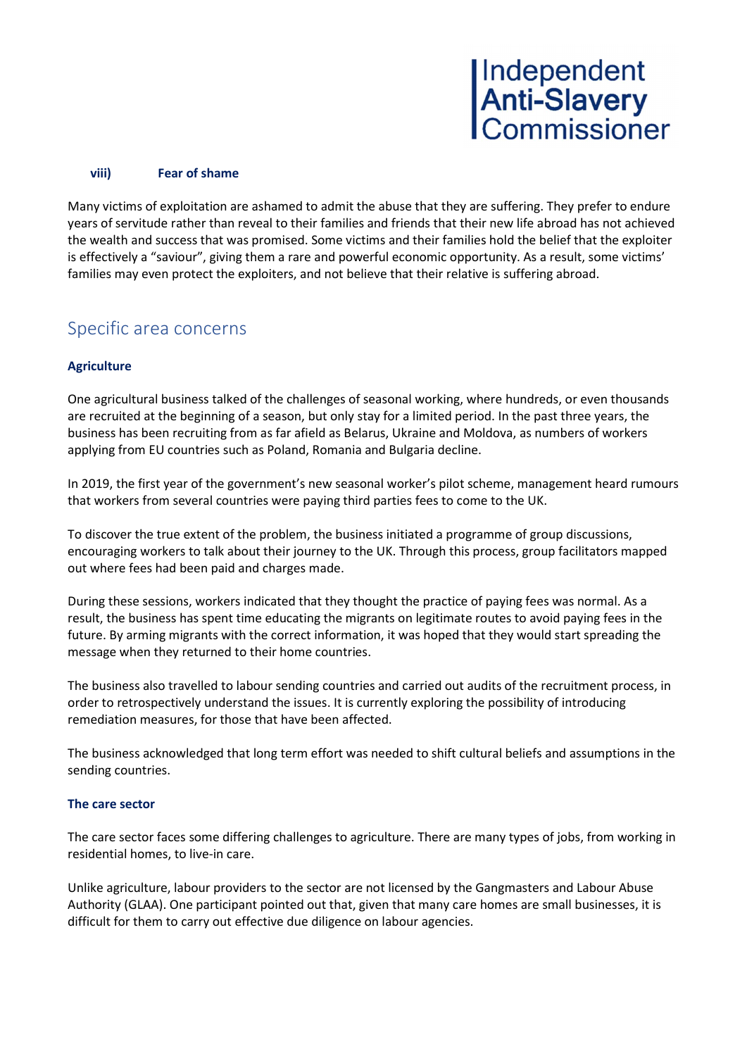#### viii) Fear of shame

Many victims of exploitation are ashamed to admit the abuse that they are suffering. They prefer to endure years of servitude rather than reveal to their families and friends that their new life abroad has not achieved the wealth and success that was promised. Some victims and their families hold the belief that the exploiter is effectively a "saviour", giving them a rare and powerful economic opportunity. As a result, some victims' families may even protect the exploiters, and not believe that their relative is suffering abroad.

## Specific area concerns

### Agriculture

One agricultural business talked of the challenges of seasonal working, where hundreds, or even thousands are recruited at the beginning of a season, but only stay for a limited period. In the past three years, the business has been recruiting from as far afield as Belarus, Ukraine and Moldova, as numbers of workers applying from EU countries such as Poland, Romania and Bulgaria decline.

In 2019, the first year of the government's new seasonal worker's pilot scheme, management heard rumours that workers from several countries were paying third parties fees to come to the UK.

To discover the true extent of the problem, the business initiated a programme of group discussions, encouraging workers to talk about their journey to the UK. Through this process, group facilitators mapped out where fees had been paid and charges made.

During these sessions, workers indicated that they thought the practice of paying fees was normal. As a result, the business has spent time educating the migrants on legitimate routes to avoid paying fees in the future. By arming migrants with the correct information, it was hoped that they would start spreading the message when they returned to their home countries.

The business also travelled to labour sending countries and carried out audits of the recruitment process, in order to retrospectively understand the issues. It is currently exploring the possibility of introducing remediation measures, for those that have been affected.

The business acknowledged that long term effort was needed to shift cultural beliefs and assumptions in the sending countries.

### The care sector

The care sector faces some differing challenges to agriculture. There are many types of jobs, from working in residential homes, to live-in care.

Unlike agriculture, labour providers to the sector are not licensed by the Gangmasters and Labour Abuse Authority (GLAA). One participant pointed out that, given that many care homes are small businesses, it is difficult for them to carry out effective due diligence on labour agencies.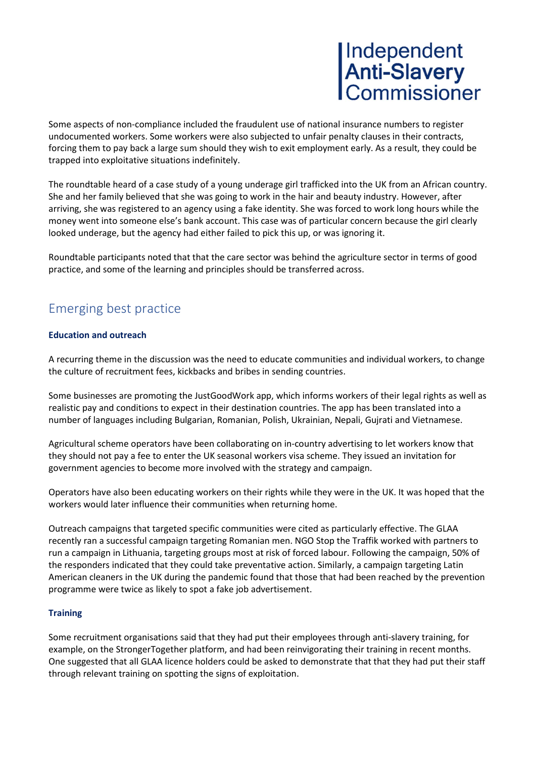Some aspects of non-compliance included the fraudulent use of national insurance numbers to register undocumented workers. Some workers were also subjected to unfair penalty clauses in their contracts, forcing them to pay back a large sum should they wish to exit employment early. As a result, they could be trapped into exploitative situations indefinitely.

The roundtable heard of a case study of a young underage girl trafficked into the UK from an African country. She and her family believed that she was going to work in the hair and beauty industry. However, after arriving, she was registered to an agency using a fake identity. She was forced to work long hours while the money went into someone else's bank account. This case was of particular concern because the girl clearly looked underage, but the agency had either failed to pick this up, or was ignoring it.

Roundtable participants noted that that the care sector was behind the agriculture sector in terms of good practice, and some of the learning and principles should be transferred across.

## Emerging best practice

### Education and outreach

A recurring theme in the discussion was the need to educate communities and individual workers, to change the culture of recruitment fees, kickbacks and bribes in sending countries.

Some businesses are promoting the JustGoodWork app, which informs workers of their legal rights as well as realistic pay and conditions to expect in their destination countries. The app has been translated into a number of languages including Bulgarian, Romanian, Polish, Ukrainian, Nepali, Gujrati and Vietnamese.

Agricultural scheme operators have been collaborating on in-country advertising to let workers know that they should not pay a fee to enter the UK seasonal workers visa scheme. They issued an invitation for government agencies to become more involved with the strategy and campaign.

Operators have also been educating workers on their rights while they were in the UK. It was hoped that the workers would later influence their communities when returning home.

Outreach campaigns that targeted specific communities were cited as particularly effective. The GLAA recently ran a successful campaign targeting Romanian men. NGO Stop the Traffik worked with partners to run a campaign in Lithuania, targeting groups most at risk of forced labour. Following the campaign, 50% of the responders indicated that they could take preventative action. Similarly, a campaign targeting Latin American cleaners in the UK during the pandemic found that those that had been reached by the prevention programme were twice as likely to spot a fake job advertisement.

### Training

Some recruitment organisations said that they had put their employees through anti-slavery training, for example, on the StrongerTogether platform, and had been reinvigorating their training in recent months. One suggested that all GLAA licence holders could be asked to demonstrate that that they had put their staff through relevant training on spotting the signs of exploitation.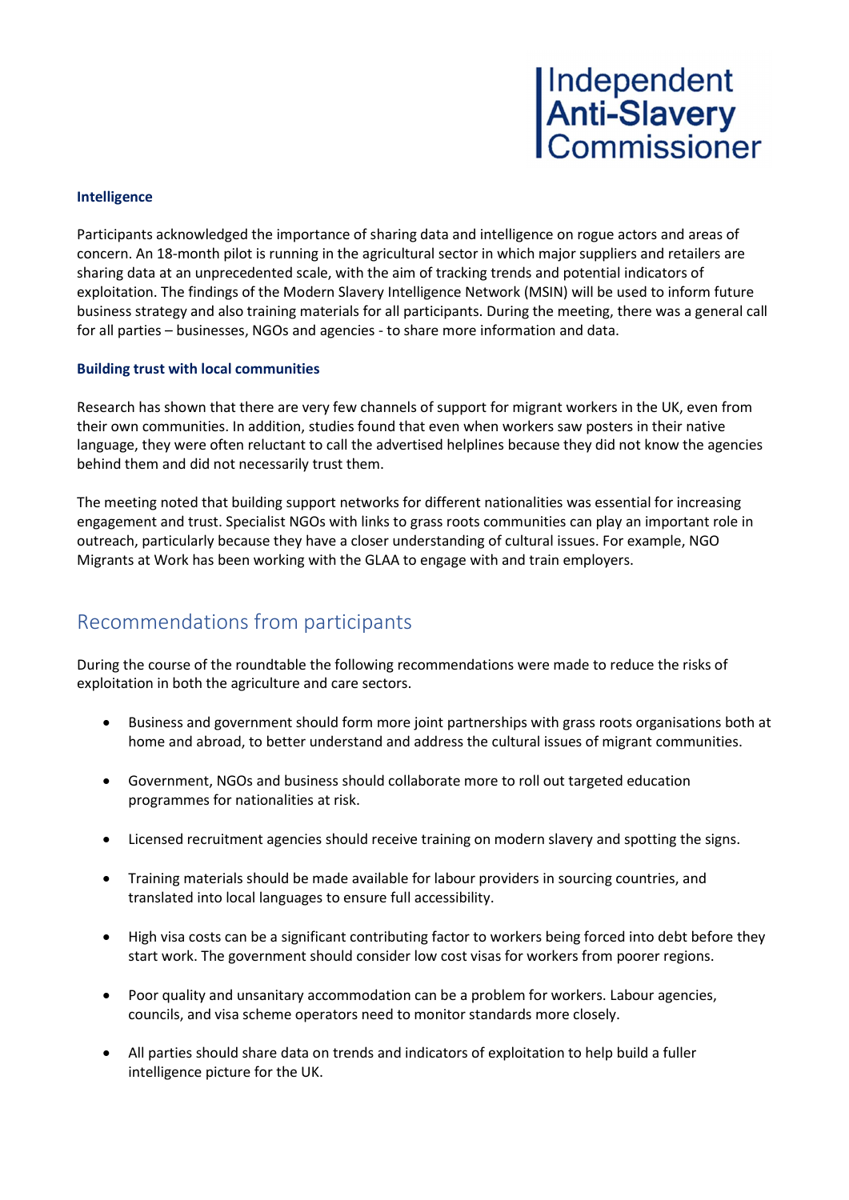**Intelligence**

Participants acknowledged the importance of sharing data and intelligence on rogue actors and areas of concern. An 18-month pilot is running in the agricultural sector in which major suppliers and retailers are sharing data at an unprecedented scale, with the aim of tracking trends and potential indicators of exploitation. The findings of the Modern Slavery Intelligence Network (MSIN) will be used to inform future business strategy and also training materials for all participants. During the meeting, there was a general call for all parties – businesses, NGOs and agencies - to share more information and data.

**Building trust with local communities**

Research has shown that there are very few channels of support for migrant workers in the UK, even from their own communities. In addition, studies found that even when workers saw posters in their native language, they were often reluctant to call the advertised helplines because they did not know the agencies behind them and did not necessarily trust them.

The meeting noted that building support networks for different nationalities was essential for increasing engagement and trust. Specialist NGOs with links to grass roots communities can play an important role in outreach, particularly because they have a closer understanding of cultural issues. For example, NGO Migrants at Work has been working with the GLAA to engage with and train employers.

## Recommendations from participants

During the course of the roundtable the following recommendations were made to reduce the risks of exploitation in both the agriculture and care sectors.

- Business and government should form more joint partnerships with grass roots organisations both at home and abroad, to better understand and address the cultural issues of migrant communities.
- Government, NGOs and business should collaborate more to roll out targeted education programmes for nationalities at risk.
- Licensed recruitment agencies should receive training on modern slavery and spotting the signs.
- Training materials should be made available for labour providers in sourcing countries, and translated into local languages to ensure full accessibility.
- High visa costs can be a significant contributing factor to workers being forced into debt before they start work. The government should consider low cost visas for workers from poorer regions.
- Poor quality and unsanitary accommodation can be a problem for workers. Labour agencies, councils, and visa scheme operators need to monitor standards more closely.
- All parties should share data on trends and indicators of exploitation to help build a fuller intelligence picture for the UK.